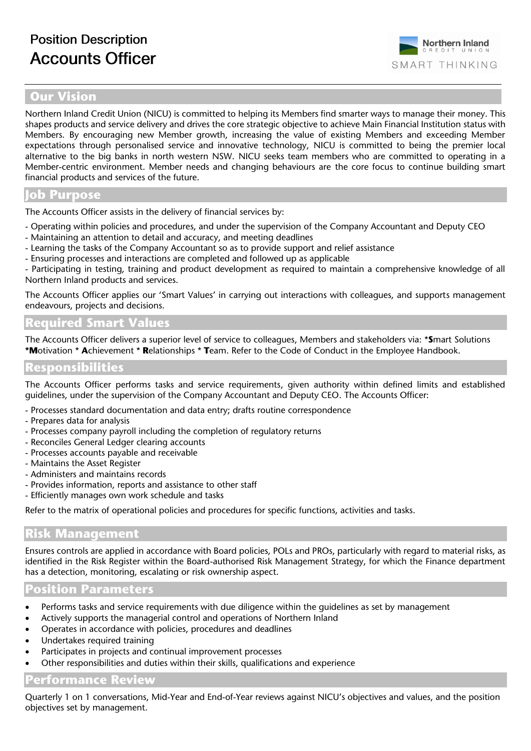# Position Description
# Accounts Officer

Northern Inland CREDIT UNION
SMART THINKING

## Our Vision

Northern Inland Credit Union (NICU) is committed to helping its Members find smarter ways to manage their money. This shapes products and service delivery and drives the core strategic objective to achieve Main Financial Institution status with Members. By encouraging new Member growth, increasing the value of existing Members and exceeding Member expectations through personalised service and innovative technology, NICU is committed to being the premier local alternative to the big banks in north western NSW. NICU seeks team members who are committed to operating in a Member-centric environment. Member needs and changing behaviours are the core focus to continue building smart financial products and services of the future.

## Job Purpose

The Accounts Officer assists in the delivery of financial services by:

- Operating within policies and procedures, and under the supervision of the Company Accountant and Deputy CEO
- Maintaining an attention to detail and accuracy, and meeting deadlines
- Learning the tasks of the Company Accountant so as to provide support and relief assistance
- Ensuring processes and interactions are completed and followed up as applicable
- Participating in testing, training and product development as required to maintain a comprehensive knowledge of all Northern Inland products and services.

The Accounts Officer applies our 'Smart Values' in carrying out interactions with colleagues, and supports management endeavours, projects and decisions.

## Required Smart Values

The Accounts Officer delivers a superior level of service to colleagues, Members and stakeholders via: ***S**mart Solutions ***M**otivation * **A**chievement * **R**elationships * **T**eam. Refer to the Code of Conduct in the Employee Handbook.

## Responsibilities

The Accounts Officer performs tasks and service requirements, given authority within defined limits and established guidelines, under the supervision of the Company Accountant and Deputy CEO. The Accounts Officer:

- Processes standard documentation and data entry; drafts routine correspondence
- Prepares data for analysis
- Processes company payroll including the completion of regulatory returns
- Reconciles General Ledger clearing accounts
- Processes accounts payable and receivable
- Maintains the Asset Register
- Administers and maintains records
- Provides information, reports and assistance to other staff
- Efficiently manages own work schedule and tasks

Refer to the matrix of operational policies and procedures for specific functions, activities and tasks.

## Risk Management

Ensures controls are applied in accordance with Board policies, POLs and PROs, particularly with regard to material risks, as identified in the Risk Register within the Board-authorised Risk Management Strategy, for which the Finance department has a detection, monitoring, escalating or risk ownership aspect.

## Position Parameters

- Performs tasks and service requirements with due diligence within the guidelines as set by management
- Actively supports the managerial control and operations of Northern Inland
- Operates in accordance with policies, procedures and deadlines
- Undertakes required training
- Participates in projects and continual improvement processes
- Other responsibilities and duties within their skills, qualifications and experience

## Performance Review

Quarterly 1 on 1 conversations, Mid-Year and End-of-Year reviews against NICU's objectives and values, and the position objectives set by management.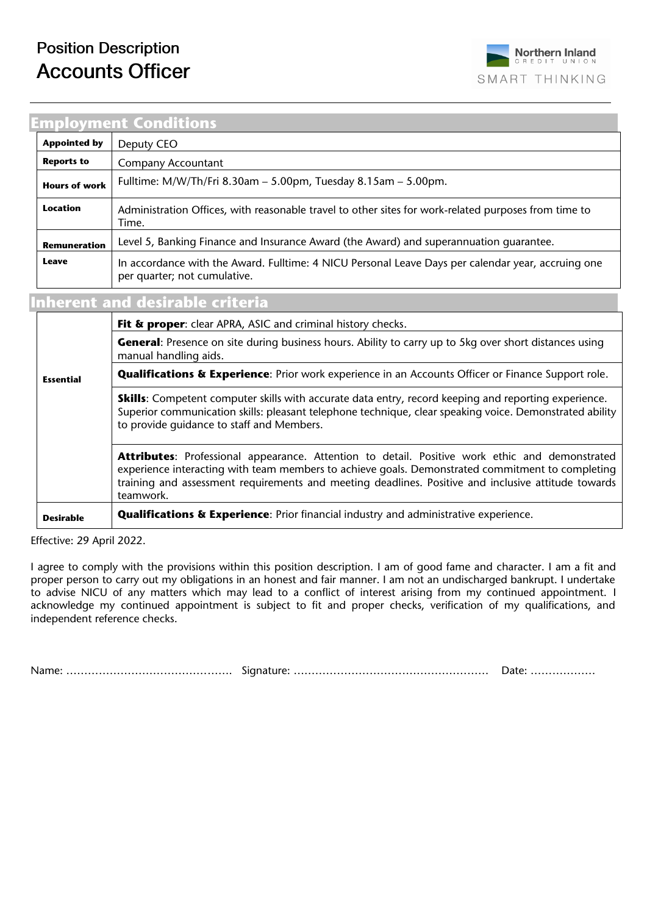# Position Description

## Accounts Officer

Northern Inland CREDIT UNION

SMART THINKING

## Employment Conditions

| | |
|---|---|
| **Appointed by** | Deputy CEO |
| **Reports to** | Company Accountant |
| **Hours of work** | Fulltime: M/W/Th/Fri 8.30am – 5.00pm, Tuesday 8.15am – 5.00pm. |
| **Location** | Administration Offices, with reasonable travel to other sites for work-related purposes from time to Time. |
| **Remuneration** | Level 5, Banking Finance and Insurance Award (the Award) and superannuation guarantee. |
| **Leave** | In accordance with the Award. Fulltime: 4 NICU Personal Leave Days per calendar year, accruing one per quarter; not cumulative. |

## Inherent and desirable criteria

| | |
|---|---|
| **Essential** | **Fit & proper**: clear APRA, ASIC and criminal history checks. |
| | **General**: Presence on site during business hours. Ability to carry up to 5kg over short distances using manual handling aids. |
| | **Qualifications & Experience**: Prior work experience in an Accounts Officer or Finance Support role. |
| | **Skills**: Competent computer skills with accurate data entry, record keeping and reporting experience. Superior communication skills: pleasant telephone technique, clear speaking voice. Demonstrated ability to provide guidance to staff and Members. |
| | **Attributes**: Professional appearance. Attention to detail. Positive work ethic and demonstrated experience interacting with team members to achieve goals. Demonstrated commitment to completing training and assessment requirements and meeting deadlines. Positive and inclusive attitude towards teamwork. |
| **Desirable** | **Qualifications & Experience**: Prior financial industry and administrative experience. |

Effective: 29 April 2022.

I agree to comply with the provisions within this position description. I am of good fame and character. I am a fit and proper person to carry out my obligations in an honest and fair manner. I am not an undischarged bankrupt. I undertake to advise NICU of any matters which may lead to a conflict of interest arising from my continued appointment. I acknowledge my continued appointment is subject to fit and proper checks, verification of my qualifications, and independent reference checks.

Name: ……………………………………… Signature: ……………………………………………… Date: ………………